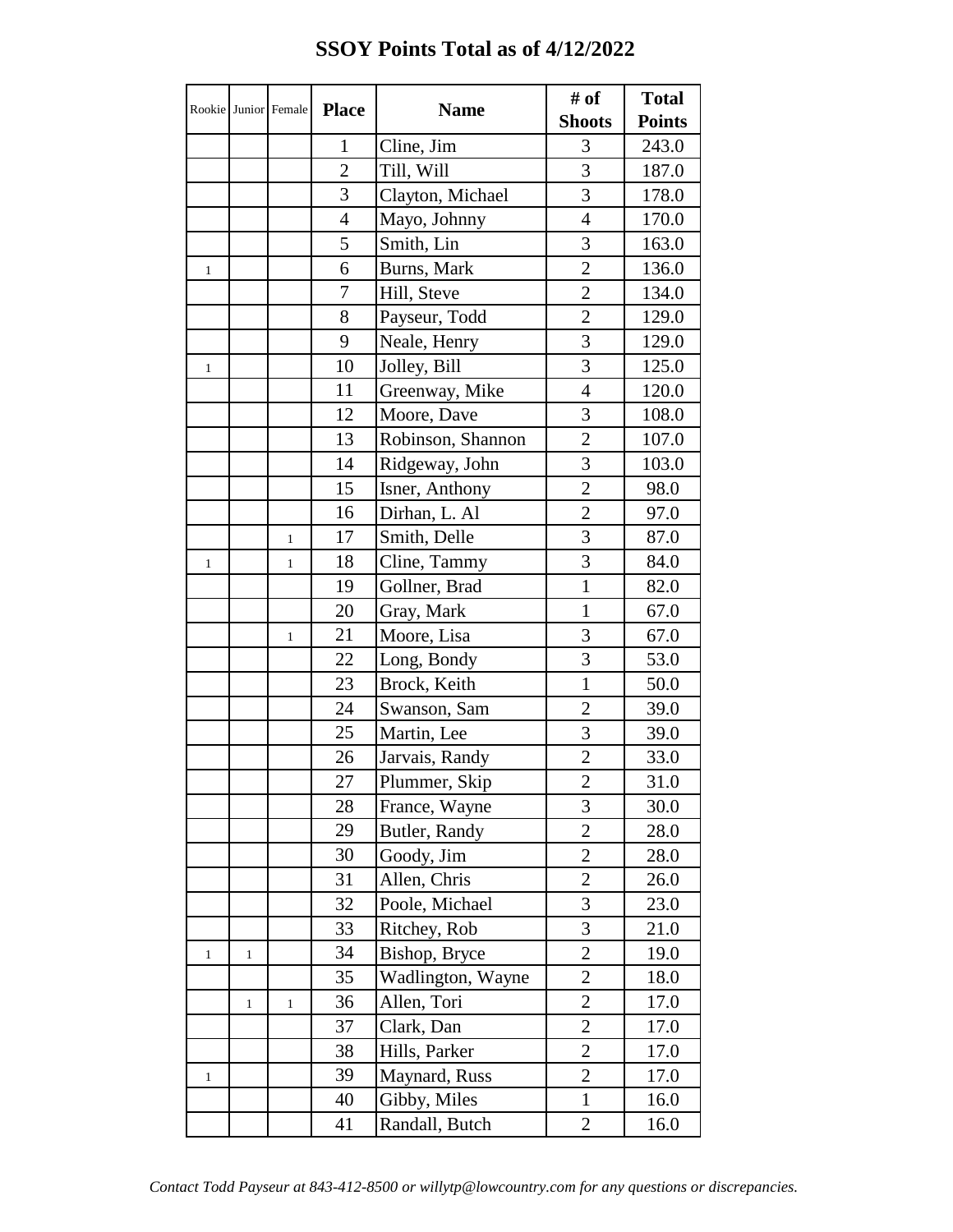# SSOY Points Total as of 4/12/2022

| Rookie | Junior | Female | Place | Name | # of Shoots | Total Points |
|---|---|---|---|---|---|---|
| | | | 1 | Cline, Jim | 3 | 243.0 |
| | | | 2 | Till, Will | 3 | 187.0 |
| | | | 3 | Clayton, Michael | 3 | 178.0 |
| | | | 4 | Mayo, Johnny | 4 | 170.0 |
| | | | 5 | Smith, Lin | 3 | 163.0 |
| 1 | | | 6 | Burns, Mark | 2 | 136.0 |
| | | | 7 | Hill, Steve | 2 | 134.0 |
| | | | 8 | Payseur, Todd | 2 | 129.0 |
| | | | 9 | Neale, Henry | 3 | 129.0 |
| 1 | | | 10 | Jolley, Bill | 3 | 125.0 |
| | | | 11 | Greenway, Mike | 4 | 120.0 |
| | | | 12 | Moore, Dave | 3 | 108.0 |
| | | | 13 | Robinson, Shannon | 2 | 107.0 |
| | | | 14 | Ridgeway, John | 3 | 103.0 |
| | | | 15 | Isner, Anthony | 2 | 98.0 |
| | | | 16 | Dirhan, L. Al | 2 | 97.0 |
| | | 1 | 17 | Smith, Delle | 3 | 87.0 |
| 1 | | 1 | 18 | Cline, Tammy | 3 | 84.0 |
| | | | 19 | Gollner, Brad | 1 | 82.0 |
| | | | 20 | Gray, Mark | 1 | 67.0 |
| | | 1 | 21 | Moore, Lisa | 3 | 67.0 |
| | | | 22 | Long, Bondy | 3 | 53.0 |
| | | | 23 | Brock, Keith | 1 | 50.0 |
| | | | 24 | Swanson, Sam | 2 | 39.0 |
| | | | 25 | Martin, Lee | 3 | 39.0 |
| | | | 26 | Jarvais, Randy | 2 | 33.0 |
| | | | 27 | Plummer, Skip | 2 | 31.0 |
| | | | 28 | France, Wayne | 3 | 30.0 |
| | | | 29 | Butler, Randy | 2 | 28.0 |
| | | | 30 | Goody, Jim | 2 | 28.0 |
| | | | 31 | Allen, Chris | 2 | 26.0 |
| | | | 32 | Poole, Michael | 3 | 23.0 |
| | | | 33 | Ritchey, Rob | 3 | 21.0 |
| 1 | 1 | | 34 | Bishop, Bryce | 2 | 19.0 |
| | | | 35 | Wadlington, Wayne | 2 | 18.0 |
| | 1 | 1 | 36 | Allen, Tori | 2 | 17.0 |
| | | | 37 | Clark, Dan | 2 | 17.0 |
| | | | 38 | Hills, Parker | 2 | 17.0 |
| 1 | | | 39 | Maynard, Russ | 2 | 17.0 |
| | | | 40 | Gibby, Miles | 1 | 16.0 |
| | | | 41 | Randall, Butch | 2 | 16.0 |

*Contact Todd Payseur at 843-412-8500 or willytp@lowcountry.com for any questions or discrepancies.*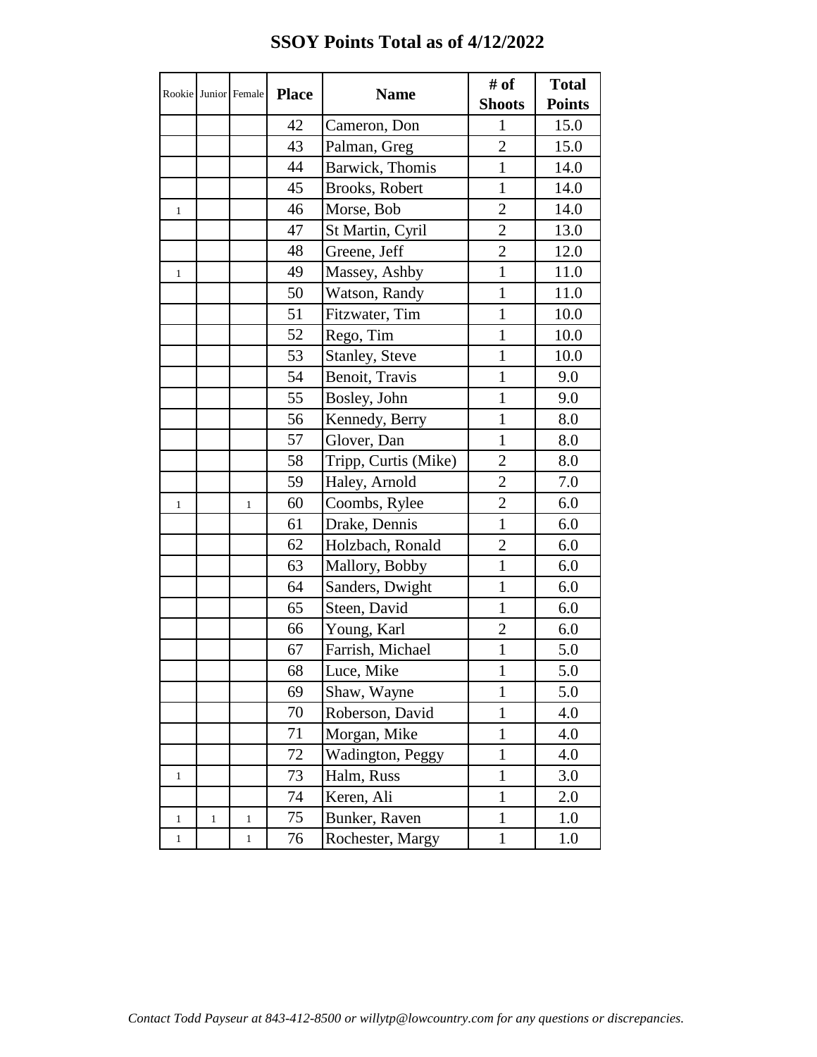# SSOY Points Total as of 4/12/2022

| Rookie | Junior | Female | Place | Name | # of Shoots | Total Points |
|---|---|---|---|---|---|---|
| | | | 42 | Cameron, Don | 1 | 15.0 |
| | | | 43 | Palman, Greg | 2 | 15.0 |
| | | | 44 | Barwick, Thomis | 1 | 14.0 |
| | | | 45 | Brooks, Robert | 1 | 14.0 |
| 1 | | | 46 | Morse, Bob | 2 | 14.0 |
| | | | 47 | St Martin, Cyril | 2 | 13.0 |
| | | | 48 | Greene, Jeff | 2 | 12.0 |
| 1 | | | 49 | Massey, Ashby | 1 | 11.0 |
| | | | 50 | Watson, Randy | 1 | 11.0 |
| | | | 51 | Fitzwater, Tim | 1 | 10.0 |
| | | | 52 | Rego, Tim | 1 | 10.0 |
| | | | 53 | Stanley, Steve | 1 | 10.0 |
| | | | 54 | Benoit, Travis | 1 | 9.0 |
| | | | 55 | Bosley, John | 1 | 9.0 |
| | | | 56 | Kennedy, Berry | 1 | 8.0 |
| | | | 57 | Glover, Dan | 1 | 8.0 |
| | | | 58 | Tripp, Curtis (Mike) | 2 | 8.0 |
| | | | 59 | Haley, Arnold | 2 | 7.0 |
| 1 | | 1 | 60 | Coombs, Rylee | 2 | 6.0 |
| | | | 61 | Drake, Dennis | 1 | 6.0 |
| | | | 62 | Holzbach, Ronald | 2 | 6.0 |
| | | | 63 | Mallory, Bobby | 1 | 6.0 |
| | | | 64 | Sanders, Dwight | 1 | 6.0 |
| | | | 65 | Steen, David | 1 | 6.0 |
| | | | 66 | Young, Karl | 2 | 6.0 |
| | | | 67 | Farrish, Michael | 1 | 5.0 |
| | | | 68 | Luce, Mike | 1 | 5.0 |
| | | | 69 | Shaw, Wayne | 1 | 5.0 |
| | | | 70 | Roberson, David | 1 | 4.0 |
| | | | 71 | Morgan, Mike | 1 | 4.0 |
| | | | 72 | Wadington, Peggy | 1 | 4.0 |
| 1 | | | 73 | Halm, Russ | 1 | 3.0 |
| | | | 74 | Keren, Ali | 1 | 2.0 |
| 1 | 1 | 1 | 75 | Bunker, Raven | 1 | 1.0 |
| 1 | | 1 | 76 | Rochester, Margy | 1 | 1.0 |

*Contact Todd Payseur at 843-412-8500 or willytp@lowcountry.com for any questions or discrepancies.*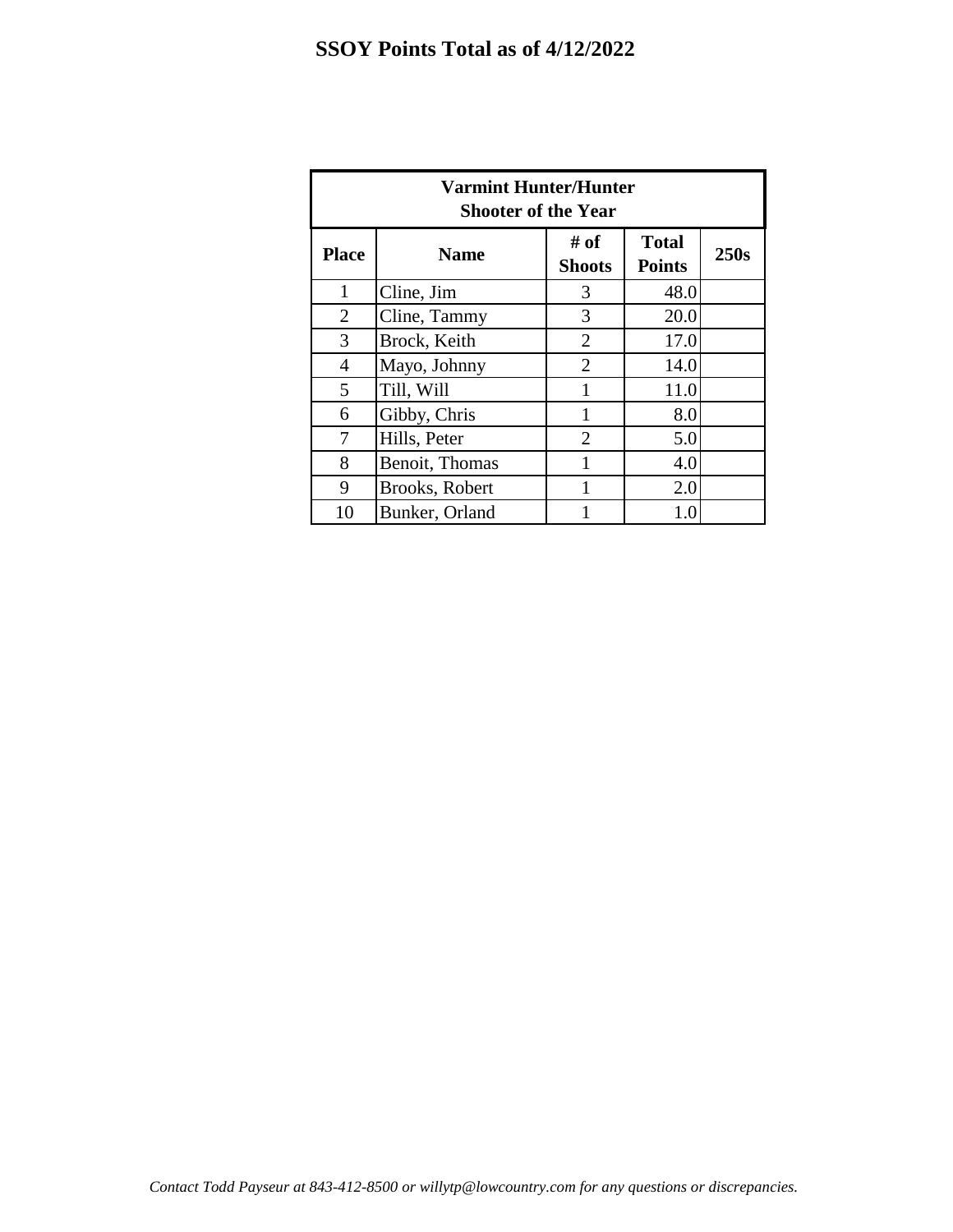# SSOY Points Total as of 4/12/2022

| Varmint Hunter/Hunter<br>Shooter of the Year | | | | |
|---|---|---|---|---|
| **Place** | **Name** | **# of Shoots** | **Total Points** | **250s** |
| 1 | Cline, Jim | 3 | 48.0 | |
| 2 | Cline, Tammy | 3 | 20.0 | |
| 3 | Brock, Keith | 2 | 17.0 | |
| 4 | Mayo, Johnny | 2 | 14.0 | |
| 5 | Till, Will | 1 | 11.0 | |
| 6 | Gibby, Chris | 1 | 8.0 | |
| 7 | Hills, Peter | 2 | 5.0 | |
| 8 | Benoit, Thomas | 1 | 4.0 | |
| 9 | Brooks, Robert | 1 | 2.0 | |
| 10 | Bunker, Orland | 1 | 1.0 | |

*Contact Todd Payseur at 843-412-8500 or willytp@lowcountry.com for any questions or discrepancies.*